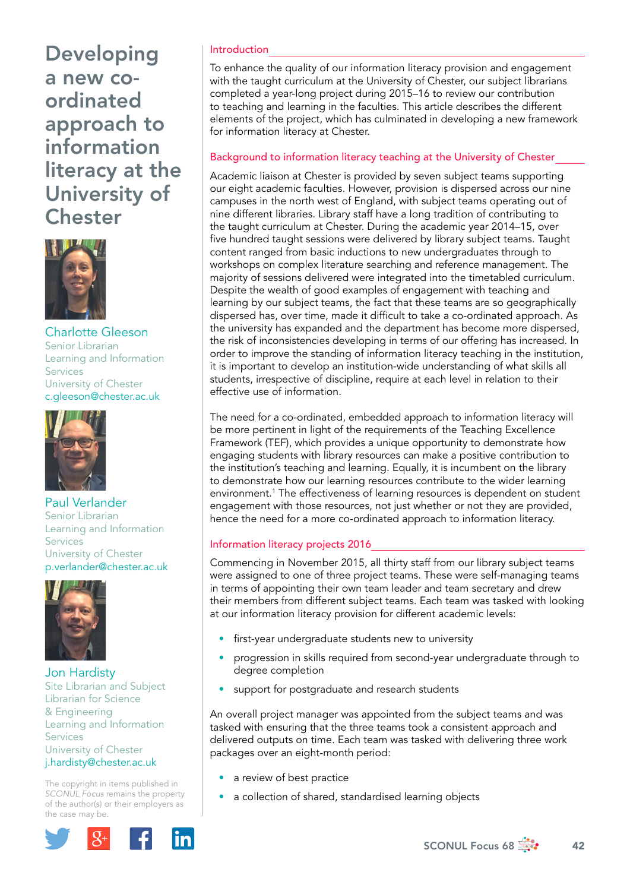# Developing a new co-ordinated approach to information literacy at the University of Chester

**Charlotte Gleeson**
Senior Librarian
Learning and Information Services
University of Chester
c.gleeson@chester.ac.uk

**Paul Verlander**
Senior Librarian
Learning and Information Services
University of Chester
p.verlander@chester.ac.uk

**Jon Hardisty**
Site Librarian and Subject Librarian for Science & Engineering
Learning and Information Services
University of Chester
j.hardisty@chester.ac.uk

The copyright in items published in *SCONUL Focus* remains the property of the author(s) or their employers as the case may be.

## Introduction

To enhance the quality of our information literacy provision and engagement with the taught curriculum at the University of Chester, our subject librarians completed a year-long project during 2015–16 to review our contribution to teaching and learning in the faculties. This article describes the different elements of the project, which has culminated in developing a new framework for information literacy at Chester.

## Background to information literacy teaching at the University of Chester

Academic liaison at Chester is provided by seven subject teams supporting our eight academic faculties. However, provision is dispersed across our nine campuses in the north west of England, with subject teams operating out of nine different libraries. Library staff have a long tradition of contributing to the taught curriculum at Chester. During the academic year 2014–15, over five hundred taught sessions were delivered by library subject teams. Taught content ranged from basic inductions to new undergraduates through to workshops on complex literature searching and reference management. The majority of sessions delivered were integrated into the timetabled curriculum. Despite the wealth of good examples of engagement with teaching and learning by our subject teams, the fact that these teams are so geographically dispersed has, over time, made it difficult to take a co-ordinated approach. As the university has expanded and the department has become more dispersed, the risk of inconsistencies developing in terms of our offering has increased. In order to improve the standing of information literacy teaching in the institution, it is important to develop an institution-wide understanding of what skills all students, irrespective of discipline, require at each level in relation to their effective use of information.

The need for a co-ordinated, embedded approach to information literacy will be more pertinent in light of the requirements of the Teaching Excellence Framework (TEF), which provides a unique opportunity to demonstrate how engaging students with library resources can make a positive contribution to the institution's teaching and learning. Equally, it is incumbent on the library to demonstrate how our learning resources contribute to the wider learning environment.[1] The effectiveness of learning resources is dependent on student engagement with those resources, not just whether or not they are provided, hence the need for a more co-ordinated approach to information literacy.

## Information literacy projects 2016

Commencing in November 2015, all thirty staff from our library subject teams were assigned to one of three project teams. These were self-managing teams in terms of appointing their own team leader and team secretary and drew their members from different subject teams. Each team was tasked with looking at our information literacy provision for different academic levels:

- first-year undergraduate students new to university
- progression in skills required from second-year undergraduate through to degree completion
- support for postgraduate and research students

An overall project manager was appointed from the subject teams and was tasked with ensuring that the three teams took a consistent approach and delivered outputs on time. Each team was tasked with delivering three work packages over an eight-month period:

- a review of best practice
- a collection of shared, standardised learning objects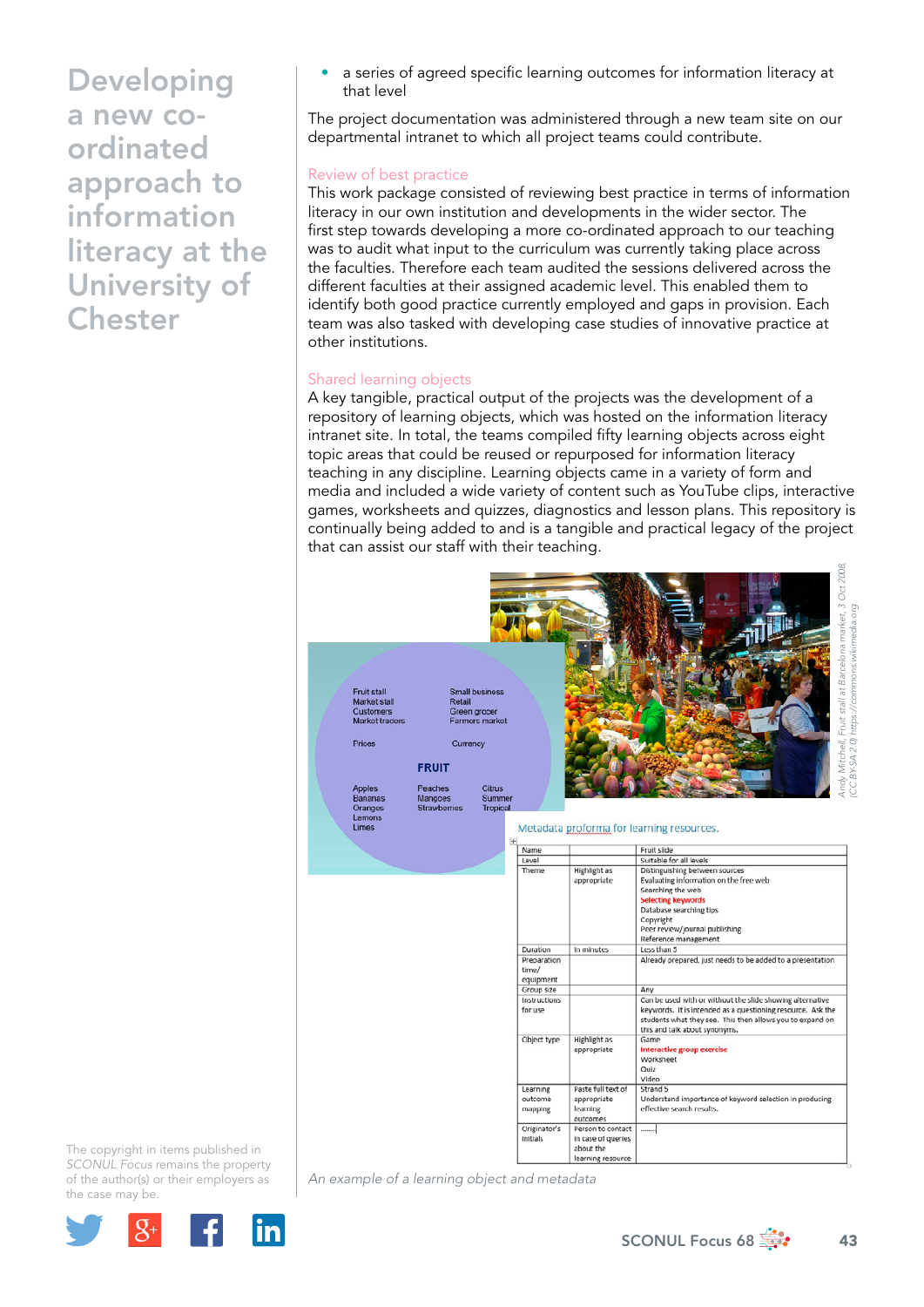- a series of agreed specific learning outcomes for information literacy at that level

The project documentation was administered through a new team site on our departmental intranet to which all project teams could contribute.

### Review of best practice

This work package consisted of reviewing best practice in terms of information literacy in our own institution and developments in the wider sector. The first step towards developing a more co-ordinated approach to our teaching was to audit what input to the curriculum was currently taking place across the faculties. Therefore each team audited the sessions delivered across the different faculties at their assigned academic level. This enabled them to identify both good practice currently employed and gaps in provision. Each team was also tasked with developing case studies of innovative practice at other institutions.

### Shared learning objects

A key tangible, practical output of the projects was the development of a repository of learning objects, which was hosted on the information literacy intranet site. In total, the teams compiled fifty learning objects across eight topic areas that could be reused or repurposed for information literacy teaching in any discipline. Learning objects came in a variety of form and media and included a wide variety of content such as YouTube clips, interactive games, worksheets and quizzes, diagnostics and lesson plans. This repository is continually being added to and is a tangible and practical legacy of the project that can assist our staff with their teaching.

Metadata proforma for learning resources.

| Name | | Fruit slide |
|---|---|---|
| Level | | Suitable for all levels |
| Theme | Highlight as appropriate | Distinguishing between sources<br>Evaluating information on the free web<br>Searching the web<br>**Selecting keywords**<br>Database searching tips<br>Copyright<br>Peer review/journal publishing<br>Reference management |
| Duration | In minutes | Less than 5 |
| Preparation time/ equipment | | Already prepared, just needs to be added to a presentation |
| Group size | | Any |
| Instructions for use | | Can be used with or without the slide showing alternative keywords. It is intended as a questioning resource. Ask the students what they see. This then allows you to expand on this and talk about synonyms. |
| Object type | Highlight as appropriate | Game<br>**Interactive group exercise**<br>Worksheet<br>Quiz<br>Video |
| Learning outcome mapping | Paste full text of appropriate learning outcomes | Strand 5<br>Understand importance of keyword selection in producing effective search results. |
| Originator's initials | Person to contact in case of queries about the learning resource | ....... |

Andy Mitchell, Fruit stall at Barcelona market, 3 Oct 2008, (CC BY-SA 2.0) https://commons.wikimedia.org

*An example of a learning object and metadata*

The copyright in items published in *SCONUL Focus* remains the property of the author(s) or their employers as the case may be.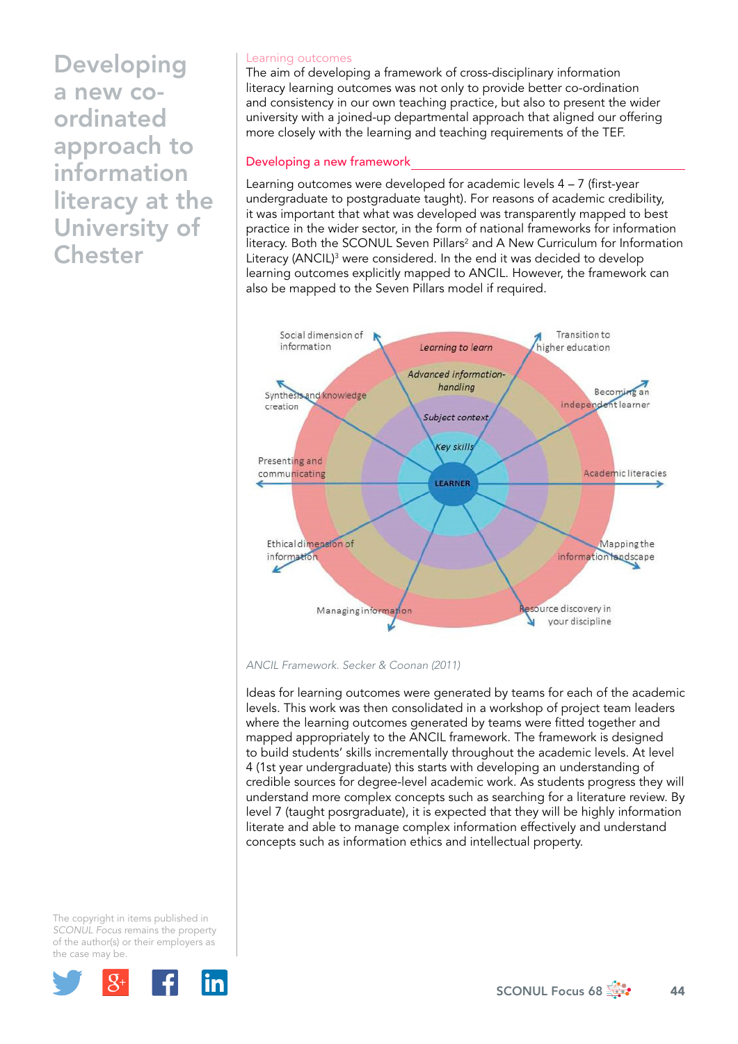# Developing a new co-ordinated approach to information literacy at the University of Chester

## Learning outcomes

The aim of developing a framework of cross-disciplinary information literacy learning outcomes was not only to provide better co-ordination and consistency in our own teaching practice, but also to present the wider university with a joined-up departmental approach that aligned our offering more closely with the learning and teaching requirements of the TEF.

## Developing a new framework

Learning outcomes were developed for academic levels 4 – 7 (first-year undergraduate to postgraduate taught). For reasons of academic credibility, it was important that what was developed was transparently mapped to best practice in the wider sector, in the form of national frameworks for information literacy. Both the SCONUL Seven Pillars[2] and A New Curriculum for Information Literacy (ANCIL)[3] were considered. In the end it was decided to develop learning outcomes explicitly mapped to ANCIL. However, the framework can also be mapped to the Seven Pillars model if required.

*ANCIL Framework. Secker & Coonan (2011)*

Ideas for learning outcomes were generated by teams for each of the academic levels. This work was then consolidated in a workshop of project team leaders where the learning outcomes generated by teams were fitted together and mapped appropriately to the ANCIL framework. The framework is designed to build students' skills incrementally throughout the academic levels. At level 4 (1st year undergraduate) this starts with developing an understanding of credible sources for degree-level academic work. As students progress they will understand more complex concepts such as searching for a literature review. By level 7 (taught posrgraduate), it is expected that they will be highly information literate and able to manage complex information effectively and understand concepts such as information ethics and intellectual property.

The copyright in items published in *SCONUL Focus* remains the property of the author(s) or their employers as the case may be.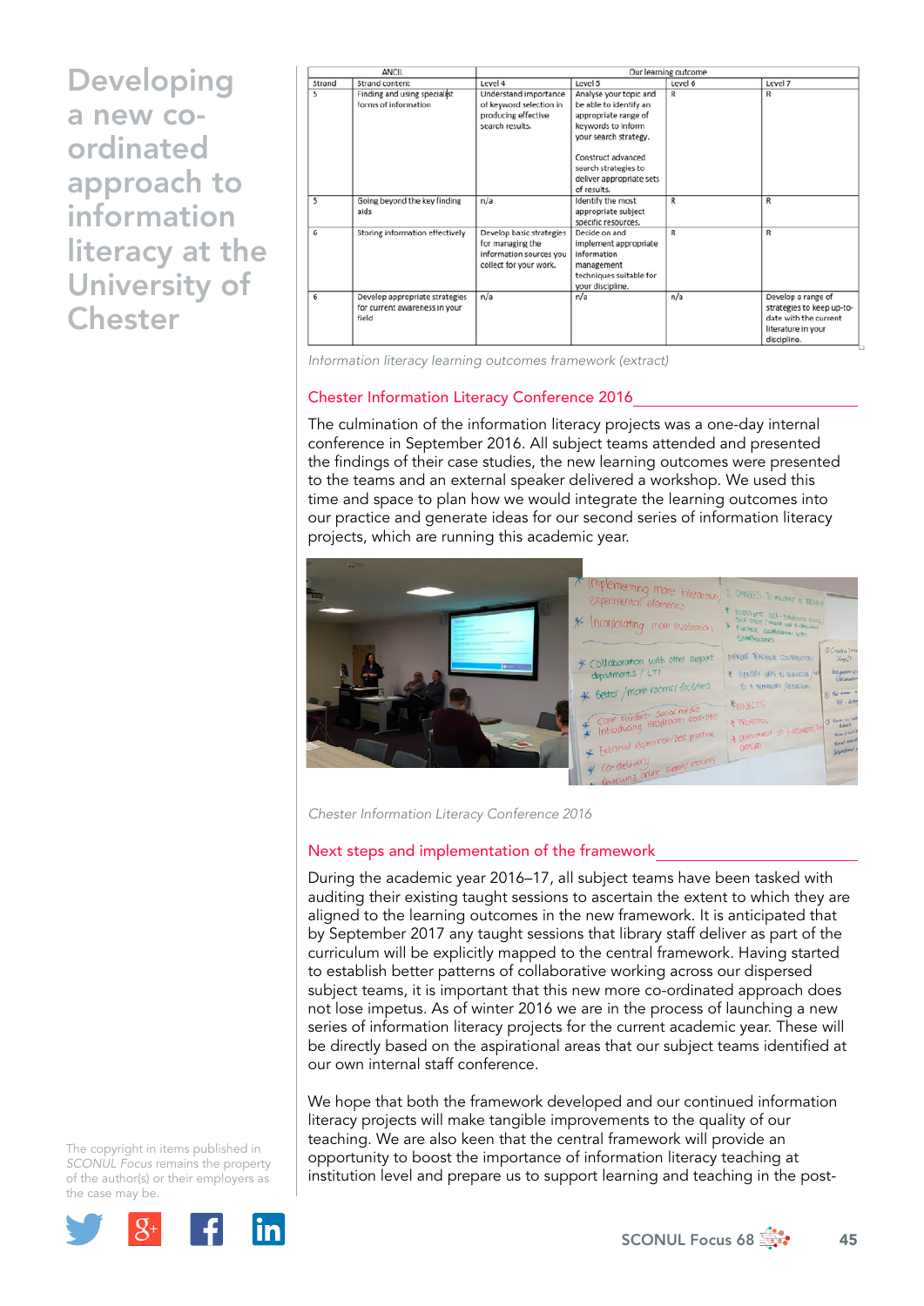# Developing a new co-ordinated approach to information literacy at the University of Chester

| ANCIL | | Our learning outcome | | | |
|---|---|---|---|---|---|
| Strand | Strand content | Level 4 | Level 5 | Level 6 | Level 7 |
| 5 | Finding and using specialist forms of information | Understand importance of keyword selection in producing effective search results. | Analyse your topic and be able to identify an appropriate range of keywords to inform your search strategy. Construct advanced search strategies to deliver appropriate sets of results. | R | R |
| 5 | Going beyond the key finding aids | n/a | Identify the most appropriate subject specific resources. | R | R |
| 6 | Storing information effectively | Develop basic strategies for managing the information sources you collect for your work. | Decide on and implement appropriate information management techniques suitable for your discipline. | R | R |
| 6 | Develop appropriate strategies for current awareness in your field | n/a | n/a | n/a | Develop a range of strategies to keep up-to-date with the current literature in your discipline. |

*Information literacy learning outcomes framework (extract)*

## Chester Information Literacy Conference 2016

The culmination of the information literacy projects was a one-day internal conference in September 2016. All subject teams attended and presented the findings of their case studies, the new learning outcomes were presented to the teams and an external speaker delivered a workshop. We used this time and space to plan how we would integrate the learning outcomes into our practice and generate ideas for our second series of information literacy projects, which are running this academic year.

*Chester Information Literacy Conference 2016*

## Next steps and implementation of the framework

During the academic year 2016–17, all subject teams have been tasked with auditing their existing taught sessions to ascertain the extent to which they are aligned to the learning outcomes in the new framework. It is anticipated that by September 2017 any taught sessions that library staff deliver as part of the curriculum will be explicitly mapped to the central framework. Having started to establish better patterns of collaborative working across our dispersed subject teams, it is important that this new more co-ordinated approach does not lose impetus. As of winter 2016 we are in the process of launching a new series of information literacy projects for the current academic year. These will be directly based on the aspirational areas that our subject teams identified at our own internal staff conference.

We hope that both the framework developed and our continued information literacy projects will make tangible improvements to the quality of our teaching. We are also keen that the central framework will provide an opportunity to boost the importance of information literacy teaching at institution level and prepare us to support learning and teaching in the post-

The copyright in items published in *SCONUL Focus* remains the property of the author(s) or their employers as the case may be.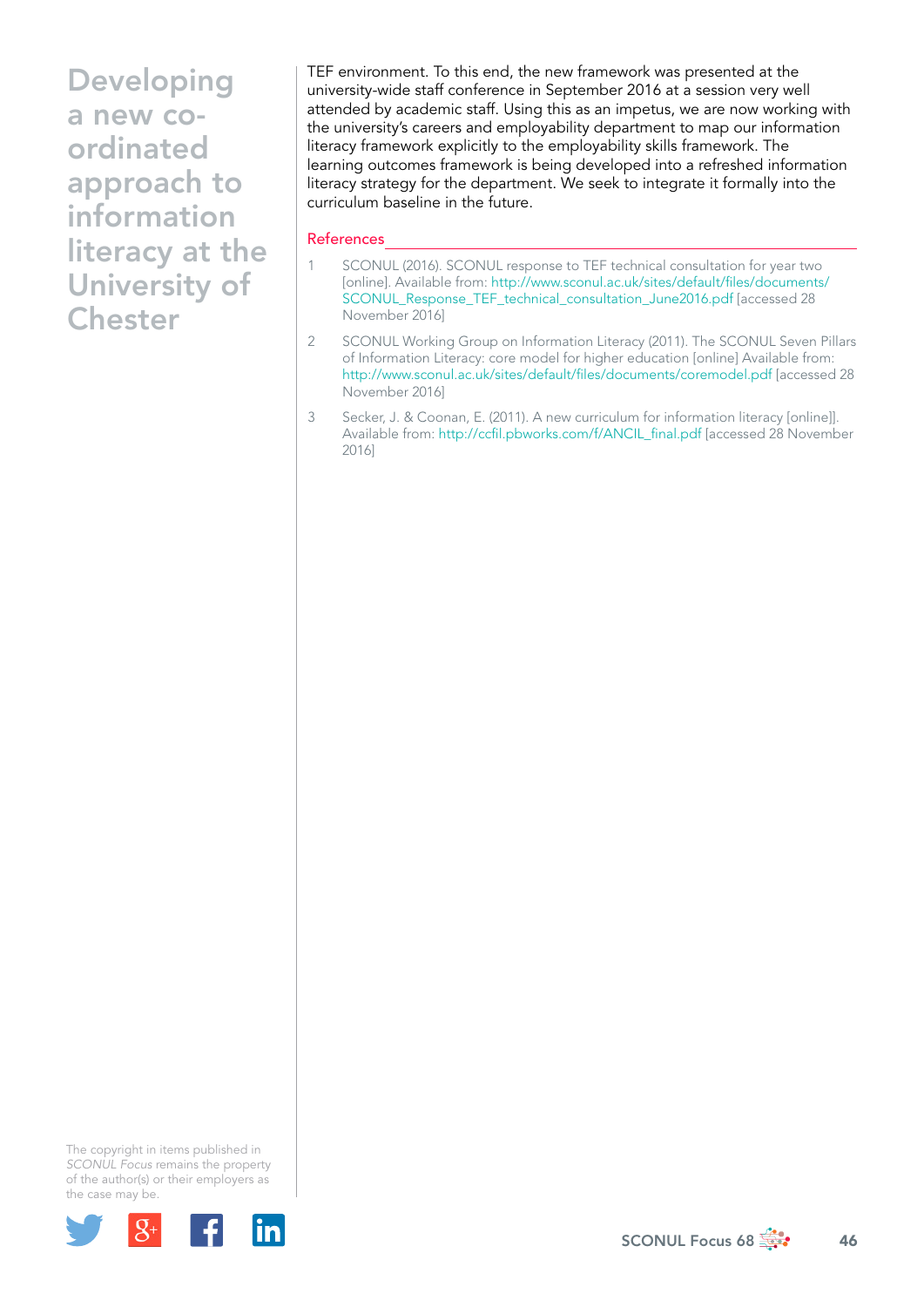# Developing a new co-ordinated approach to information literacy at the University of Chester

TEF environment. To this end, the new framework was presented at the university-wide staff conference in September 2016 at a session very well attended by academic staff. Using this as an impetus, we are now working with the university's careers and employability department to map our information literacy framework explicitly to the employability skills framework. The learning outcomes framework is being developed into a refreshed information literacy strategy for the department. We seek to integrate it formally into the curriculum baseline in the future.

## References

1. SCONUL (2016). SCONUL response to TEF technical consultation for year two [online]. Available from: http://www.sconul.ac.uk/sites/default/files/documents/SCONUL_Response_TEF_technical_consultation_June2016.pdf [accessed 28 November 2016]
2. SCONUL Working Group on Information Literacy (2011). The SCONUL Seven Pillars of Information Literacy: core model for higher education [online] Available from: http://www.sconul.ac.uk/sites/default/files/documents/coremodel.pdf [accessed 28 November 2016]
3. Secker, J. & Coonan, E. (2011). A new curriculum for information literacy [online]]. Available from: http://ccfil.pbworks.com/f/ANCIL_final.pdf [accessed 28 November 2016]

The copyright in items published in *SCONUL Focus* remains the property of the author(s) or their employers as the case may be.